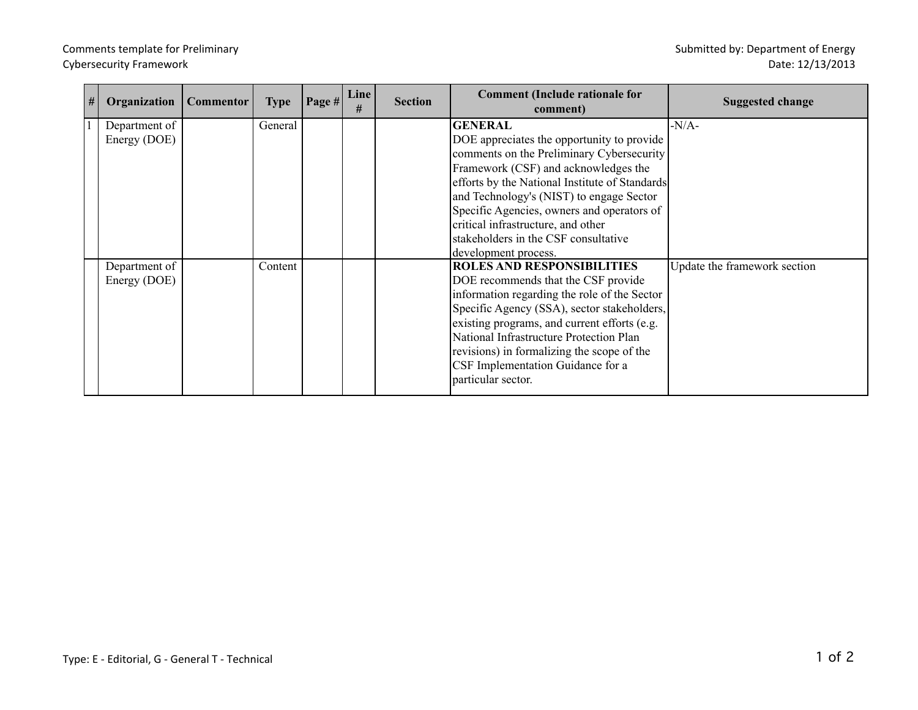Comments template for Preliminary Cybersecurity Framework

Submitted by: Department of Energy
Date: 12/13/2013

| # | Organization | Commentor | Type | Page # | Line # | Section | Comment (Include rationale for comment) | Suggested change |
|---|---|---|---|---|---|---|---|---|
| 1 | Department of Energy (DOE) | | General | | | | **GENERAL** DOE appreciates the opportunity to provide comments on the Preliminary Cybersecurity Framework (CSF) and acknowledges the efforts by the National Institute of Standards and Technology's (NIST) to engage Sector Specific Agencies, owners and operators of critical infrastructure, and other stakeholders in the CSF consultative development process. | -N/A- |
| | Department of Energy (DOE) | | Content | | | | **ROLES AND RESPONSIBILITIES** DOE recommends that the CSF provide information regarding the role of the Sector Specific Agency (SSA), sector stakeholders, existing programs, and current efforts (e.g. National Infrastructure Protection Plan revisions) in formalizing the scope of the CSF Implementation Guidance for a particular sector. | Update the framework section |

Type: E - Editorial, G - General T - Technical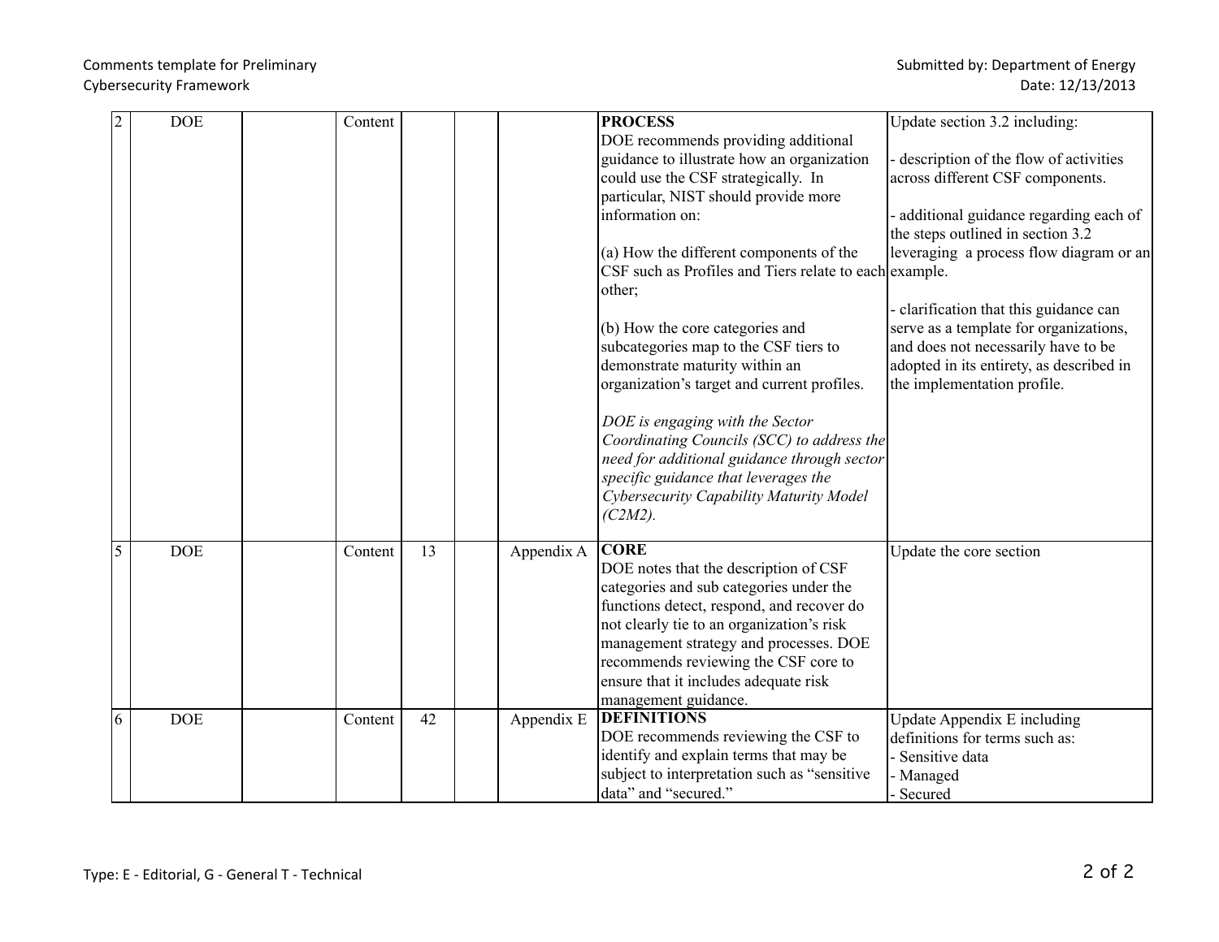| | | | | | | | | |
|---|---|---|---|---|---|---|---|---|
| 2 | DOE | | Content | | | | **PROCESS**<br>DOE recommends providing additional guidance to illustrate how an organization could use the CSF strategically. In particular, NIST should provide more information on:<br><br>(a) How the different components of the CSF such as Profiles and Tiers relate to each other;<br><br>(b) How the core categories and subcategories map to the CSF tiers to demonstrate maturity within an organization's target and current profiles.<br><br>*DOE is engaging with the Sector Coordinating Councils (SCC) to address the need for additional guidance through sector specific guidance that leverages the Cybersecurity Capability Maturity Model (C2M2).* | Update section 3.2 including:<br><br>- description of the flow of activities across different CSF components.<br><br>- additional guidance regarding each of the steps outlined in section 3.2 leveraging a process flow diagram or an example.<br><br>- clarification that this guidance can serve as a template for organizations, and does not necessarily have to be adopted in its entirety, as described in the implementation profile. |
| 5 | DOE | | Content | 13 | | Appendix A | **CORE**<br>DOE notes that the description of CSF categories and sub categories under the functions detect, respond, and recover do not clearly tie to an organization's risk management strategy and processes. DOE recommends reviewing the CSF core to ensure that it includes adequate risk management guidance. | Update the core section |
| 6 | DOE | | Content | 42 | | Appendix E | **DEFINITIONS**<br>DOE recommends reviewing the CSF to identify and explain terms that may be subject to interpretation such as "sensitive data" and "secured." | Update Appendix E including definitions for terms such as:<br>- Sensitive data<br>- Managed<br>- Secured |

Type: E - Editorial, G - General T - Technical